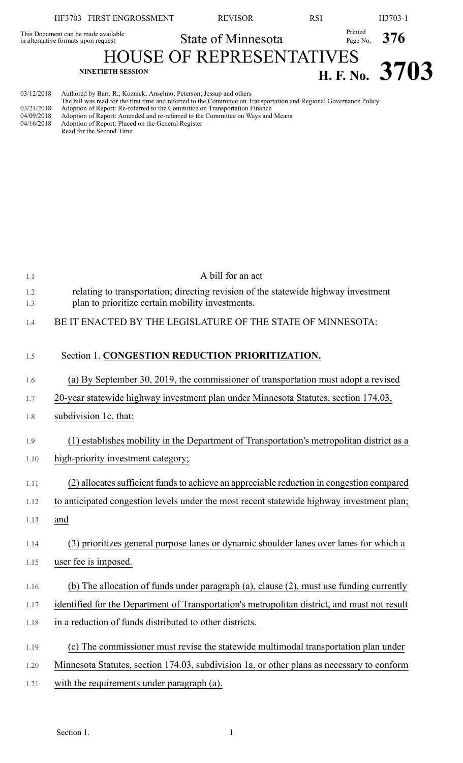HF3703 FIRST ENGROSSMENT REVISOR RSI H3703-1

This Document can be made available in alternative formats upon request

State of Minnesota

Printed Page No. 376

# HOUSE OF REPRESENTATIVES

NINETIETH SESSION

**H. F. No. 3703**

03/12/2018 Authored by Barr, R.; Koznick; Anselmo; Peterson; Jessup and others
The bill was read for the first time and referred to the Committee on Transportation and Regional Governance Policy
03/21/2018 Adoption of Report: Re-referred to the Committee on Transportation Finance
04/09/2018 Adoption of Report: Amended and re-referred to the Committee on Ways and Means
04/16/2018 Adoption of Report: Placed on the General Register
Read for the Second Time

A bill for an act

relating to transportation; directing revision of the statewide highway investment plan to prioritize certain mobility investments.

BE IT ENACTED BY THE LEGISLATURE OF THE STATE OF MINNESOTA:

Section 1. **CONGESTION REDUCTION PRIORITIZATION.**

(a) By September 30, 2019, the commissioner of transportation must adopt a revised 20-year statewide highway investment plan under Minnesota Statutes, section 174.03, subdivision 1c, that:

(1) establishes mobility in the Department of Transportation's metropolitan district as a high-priority investment category;

(2) allocates sufficient funds to achieve an appreciable reduction in congestion compared to anticipated congestion levels under the most recent statewide highway investment plan; and

(3) prioritizes general purpose lanes or dynamic shoulder lanes over lanes for which a user fee is imposed.

(b) The allocation of funds under paragraph (a), clause (2), must use funding currently identified for the Department of Transportation's metropolitan district, and must not result in a reduction of funds distributed to other districts.

(c) The commissioner must revise the statewide multimodal transportation plan under Minnesota Statutes, section 174.03, subdivision 1a, or other plans as necessary to conform with the requirements under paragraph (a).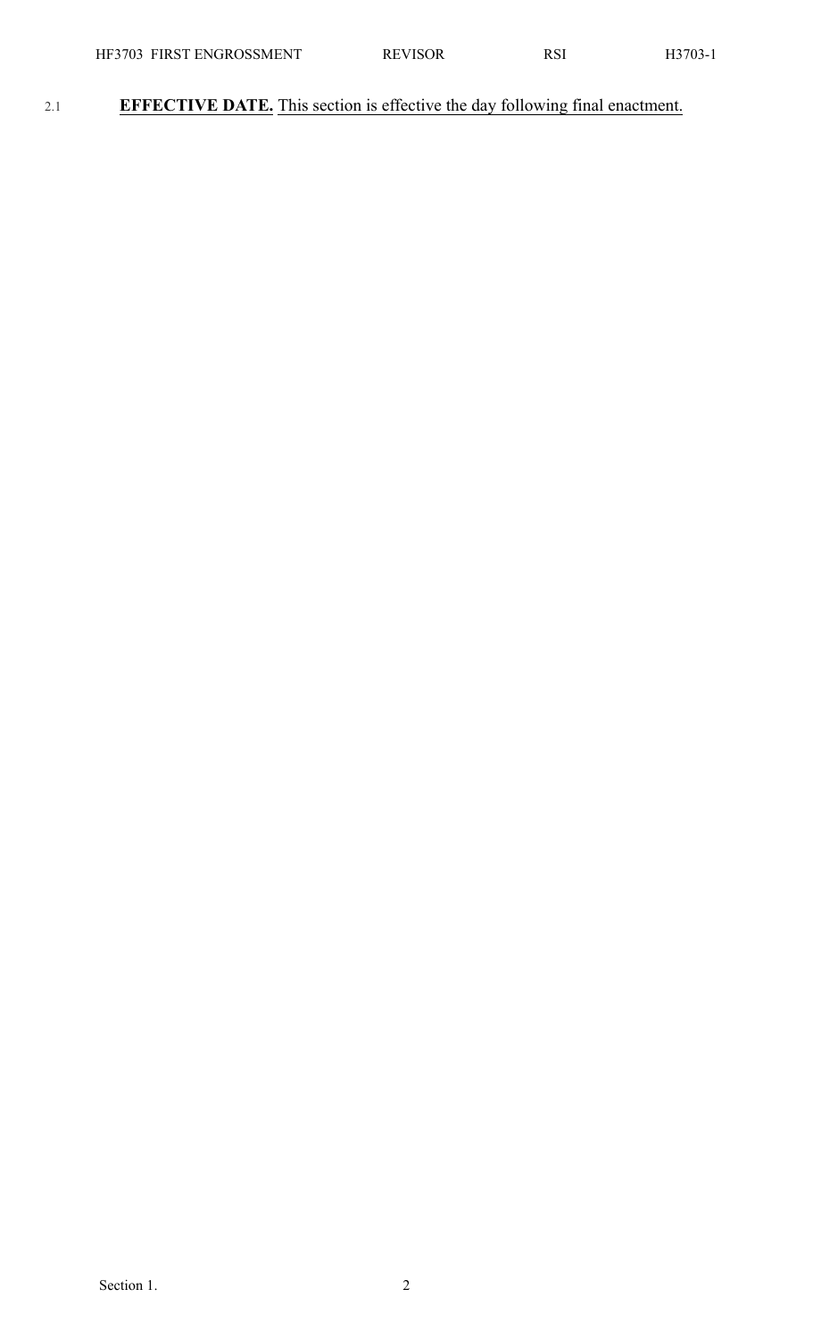**EFFECTIVE DATE.** This section is effective the day following final enactment.